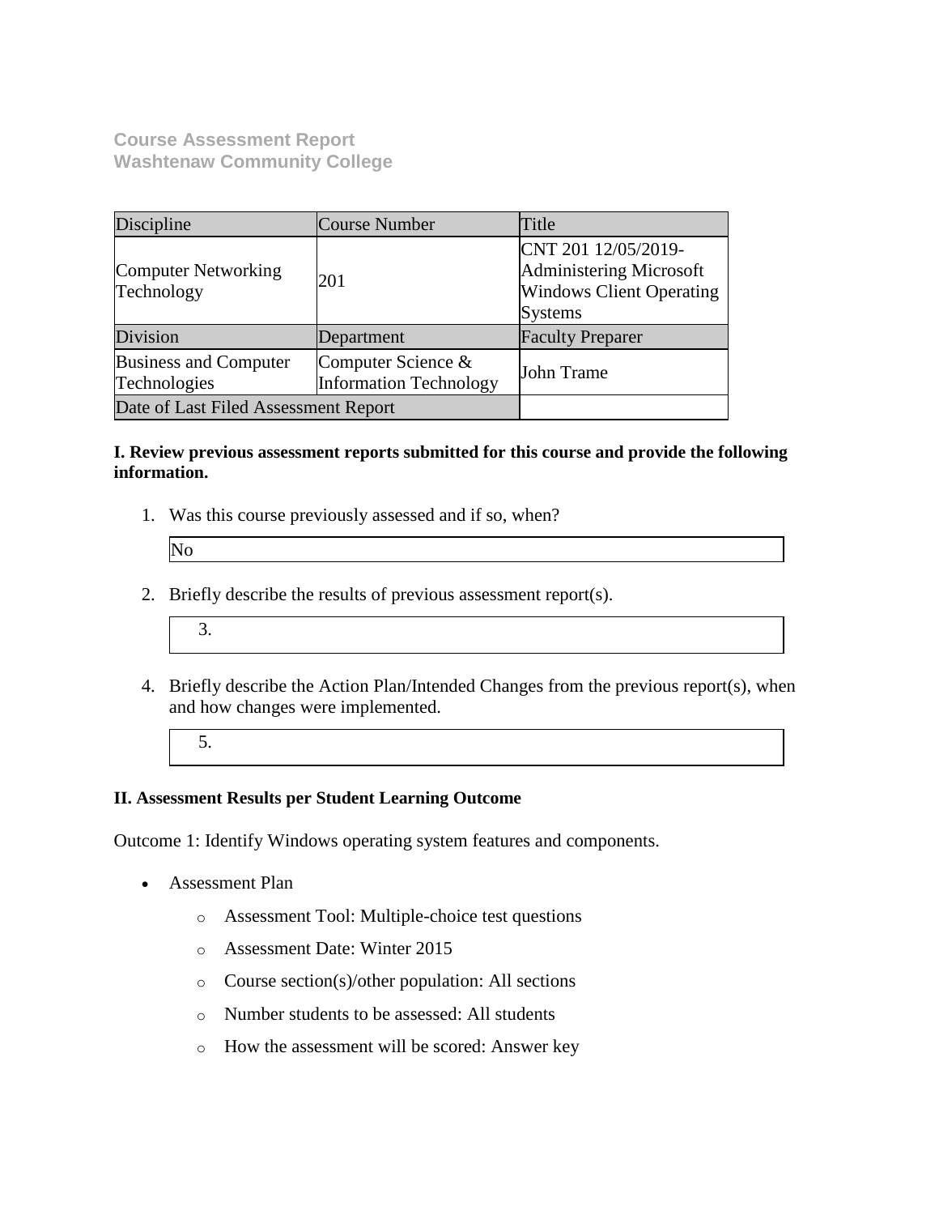**Course Assessment Report**
**Washtenaw Community College**

| Discipline | Course Number | Title |
| --- | --- | --- |
| Computer Networking Technology | 201 | CNT 201 12/05/2019-Administering Microsoft Windows Client Operating Systems |
| Division | Department | Faculty Preparer |
| Business and Computer Technologies | Computer Science & Information Technology | John Trame |
| Date of Last Filed Assessment Report | | |

**I. Review previous assessment reports submitted for this course and provide the following information.**

1. Was this course previously assessed and if so, when?

   No

2. Briefly describe the results of previous assessment report(s).

   3.

4. Briefly describe the Action Plan/Intended Changes from the previous report(s), when and how changes were implemented.

   5.

**II. Assessment Results per Student Learning Outcome**

Outcome 1: Identify Windows operating system features and components.

- Assessment Plan
  - Assessment Tool: Multiple-choice test questions
  - Assessment Date: Winter 2015
  - Course section(s)/other population: All sections
  - Number students to be assessed: All students
  - How the assessment will be scored: Answer key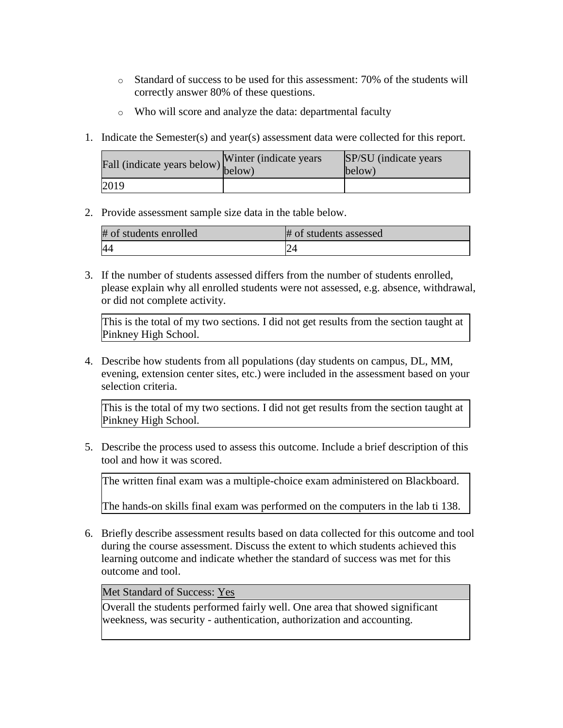- Standard of success to be used for this assessment: 70% of the students will correctly answer 80% of these questions.
- Who will score and analyze the data: departmental faculty

1. Indicate the Semester(s) and year(s) assessment data were collected for this report.

| Fall (indicate years below) | Winter (indicate years below) | SP/SU (indicate years below) |
| --- | --- | --- |
| 2019 | | |

2. Provide assessment sample size data in the table below.

| # of students enrolled | # of students assessed |
| --- | --- |
| 44 | 24 |

3. If the number of students assessed differs from the number of students enrolled, please explain why all enrolled students were not assessed, e.g. absence, withdrawal, or did not complete activity.

| This is the total of my two sections. I did not get results from the section taught at Pinkney High School. |
| --- |

4. Describe how students from all populations (day students on campus, DL, MM, evening, extension center sites, etc.) were included in the assessment based on your selection criteria.

| This is the total of my two sections. I did not get results from the section taught at Pinkney High School. |
| --- |

5. Describe the process used to assess this outcome. Include a brief description of this tool and how it was scored.

| The written final exam was a multiple-choice exam administered on Blackboard.<br><br>The hands-on skills final exam was performed on the computers in the lab ti 138. |
| --- |

6. Briefly describe assessment results based on data collected for this outcome and tool during the course assessment. Discuss the extent to which students achieved this learning outcome and indicate whether the standard of success was met for this outcome and tool.

| Met Standard of Success: Yes |
| --- |
| Overall the students performed fairly well. One area that showed significant weekness, was security - authentication, authorization and accounting. |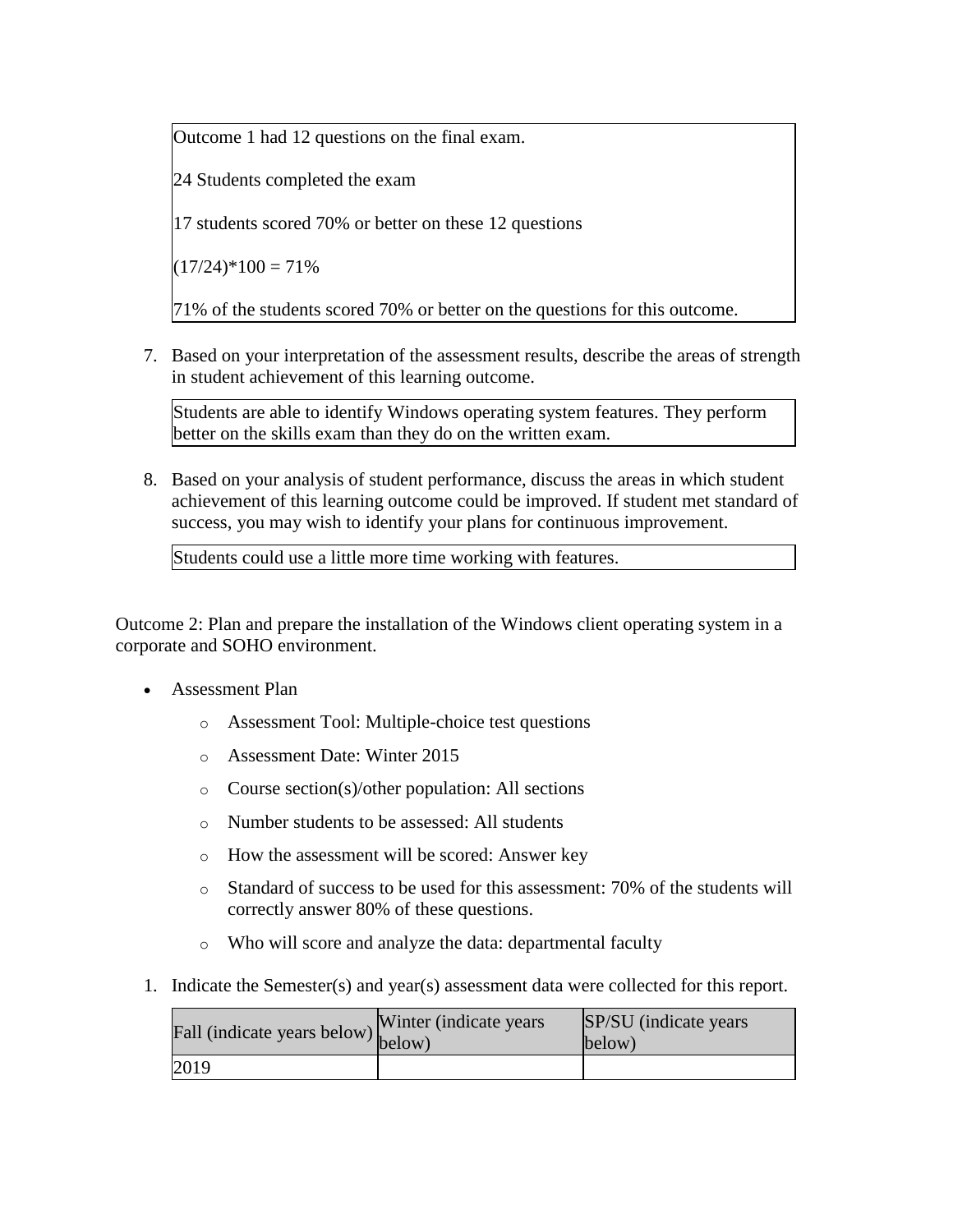Outcome 1 had 12 questions on the final exam.

24 Students completed the exam

17 students scored 70% or better on these 12 questions

$(17/24)*100 = 71\%$

71% of the students scored 70% or better on the questions for this outcome.

7. Based on your interpretation of the assessment results, describe the areas of strength in student achievement of this learning outcome.

Students are able to identify Windows operating system features. They perform better on the skills exam than they do on the written exam.

8. Based on your analysis of student performance, discuss the areas in which student achievement of this learning outcome could be improved. If student met standard of success, you may wish to identify your plans for continuous improvement.

Students could use a little more time working with features.

Outcome 2: Plan and prepare the installation of the Windows client operating system in a corporate and SOHO environment.

- Assessment Plan
  - Assessment Tool: Multiple-choice test questions
  - Assessment Date: Winter 2015
  - Course section(s)/other population: All sections
  - Number students to be assessed: All students
  - How the assessment will be scored: Answer key
  - Standard of success to be used for this assessment: 70% of the students will correctly answer 80% of these questions.
  - Who will score and analyze the data: departmental faculty

1. Indicate the Semester(s) and year(s) assessment data were collected for this report.

| Fall (indicate years below) | Winter (indicate years below) | SP/SU (indicate years below) |
| --- | --- | --- |
| 2019 | | |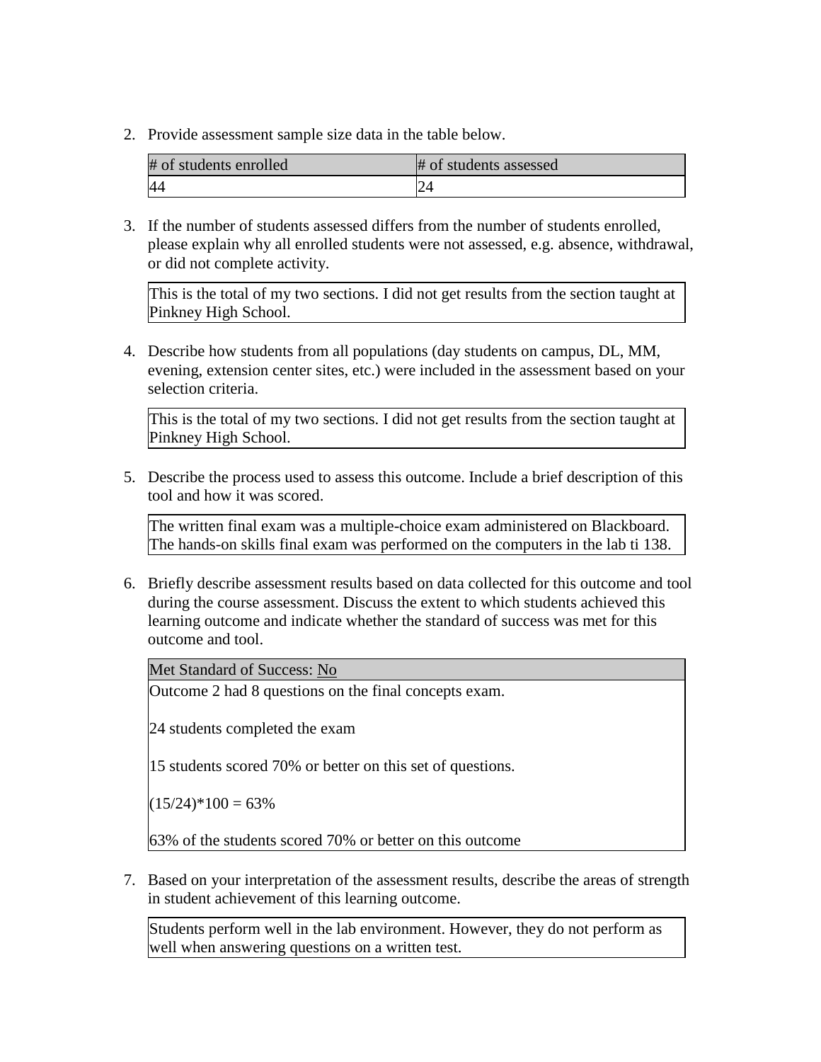2. Provide assessment sample size data in the table below.

| # of students enrolled | # of students assessed |
| --- | --- |
| 44 | 24 |

3. If the number of students assessed differs from the number of students enrolled, please explain why all enrolled students were not assessed, e.g. absence, withdrawal, or did not complete activity.

   This is the total of my two sections. I did not get results from the section taught at Pinkney High School.

4. Describe how students from all populations (day students on campus, DL, MM, evening, extension center sites, etc.) were included in the assessment based on your selection criteria.

   This is the total of my two sections. I did not get results from the section taught at Pinkney High School.

5. Describe the process used to assess this outcome. Include a brief description of this tool and how it was scored.

   The written final exam was a multiple-choice exam administered on Blackboard. The hands-on skills final exam was performed on the computers in the lab ti 138.

6. Briefly describe assessment results based on data collected for this outcome and tool during the course assessment. Discuss the extent to which students achieved this learning outcome and indicate whether the standard of success was met for this outcome and tool.

   Met Standard of Success: No

   Outcome 2 had 8 questions on the final concepts exam.

   24 students completed the exam

   15 students scored 70% or better on this set of questions.

   (15/24)*100 = 63%

   63% of the students scored 70% or better on this outcome

7. Based on your interpretation of the assessment results, describe the areas of strength in student achievement of this learning outcome.

   Students perform well in the lab environment. However, they do not perform as well when answering questions on a written test.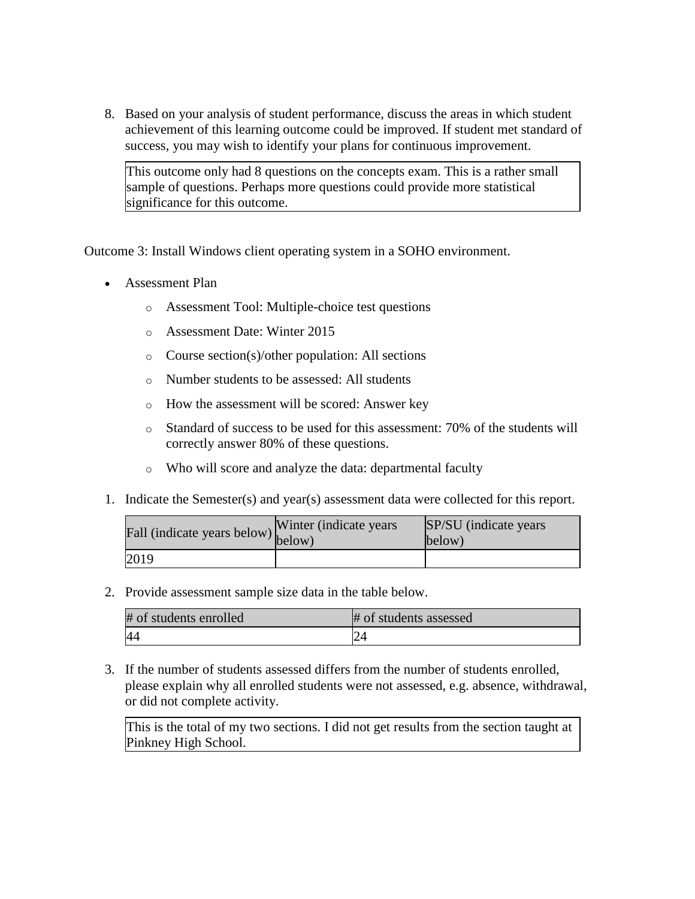8. Based on your analysis of student performance, discuss the areas in which student achievement of this learning outcome could be improved. If student met standard of success, you may wish to identify your plans for continuous improvement.

   This outcome only had 8 questions on the concepts exam. This is a rather small sample of questions. Perhaps more questions could provide more statistical significance for this outcome.

Outcome 3: Install Windows client operating system in a SOHO environment.

- Assessment Plan
  - Assessment Tool: Multiple-choice test questions
  - Assessment Date: Winter 2015
  - Course section(s)/other population: All sections
  - Number students to be assessed: All students
  - How the assessment will be scored: Answer key
  - Standard of success to be used for this assessment: 70% of the students will correctly answer 80% of these questions.
  - Who will score and analyze the data: departmental faculty

1. Indicate the Semester(s) and year(s) assessment data were collected for this report.

| Fall (indicate years below) | Winter (indicate years below) | SP/SU (indicate years below) |
| --- | --- | --- |
| 2019 | | |

2. Provide assessment sample size data in the table below.

| # of students enrolled | # of students assessed |
| --- | --- |
| 44 | 24 |

3. If the number of students assessed differs from the number of students enrolled, please explain why all enrolled students were not assessed, e.g. absence, withdrawal, or did not complete activity.

   This is the total of my two sections. I did not get results from the section taught at Pinkney High School.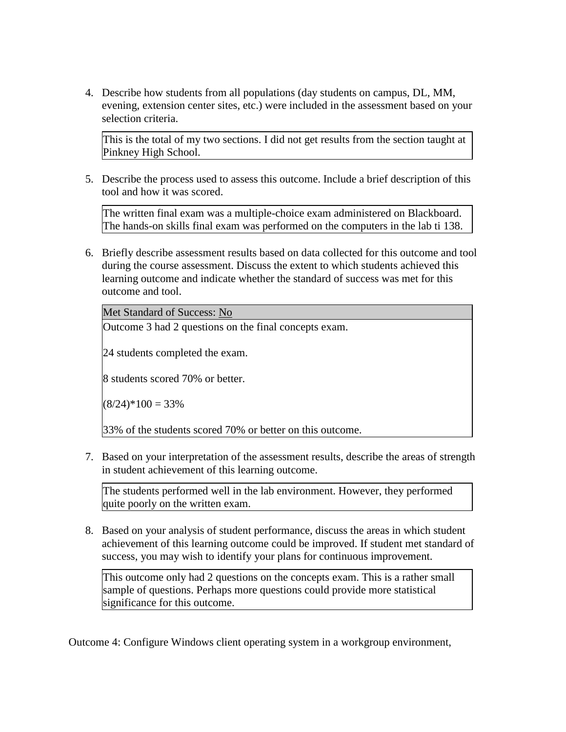4. Describe how students from all populations (day students on campus, DL, MM, evening, extension center sites, etc.) were included in the assessment based on your selection criteria.

| This is the total of my two sections. I did not get results from the section taught at Pinkney High School. |
|---|

5. Describe the process used to assess this outcome. Include a brief description of this tool and how it was scored.

| The written final exam was a multiple-choice exam administered on Blackboard. The hands-on skills final exam was performed on the computers in the lab ti 138. |
|---|

6. Briefly describe assessment results based on data collected for this outcome and tool during the course assessment. Discuss the extent to which students achieved this learning outcome and indicate whether the standard of success was met for this outcome and tool.

| Met Standard of Success: <u>No</u> |
|---|
| Outcome 3 had 2 questions on the final concepts exam.<br><br>24 students completed the exam.<br><br>8 students scored 70% or better.<br><br>(8/24)*100 = 33%<br><br>33% of the students scored 70% or better on this outcome. |

7. Based on your interpretation of the assessment results, describe the areas of strength in student achievement of this learning outcome.

| The students performed well in the lab environment. However, they performed quite poorly on the written exam. |
|---|

8. Based on your analysis of student performance, discuss the areas in which student achievement of this learning outcome could be improved. If student met standard of success, you may wish to identify your plans for continuous improvement.

| This outcome only had 2 questions on the concepts exam. This is a rather small sample of questions. Perhaps more questions could provide more statistical significance for this outcome. |
|---|

Outcome 4: Configure Windows client operating system in a workgroup environment,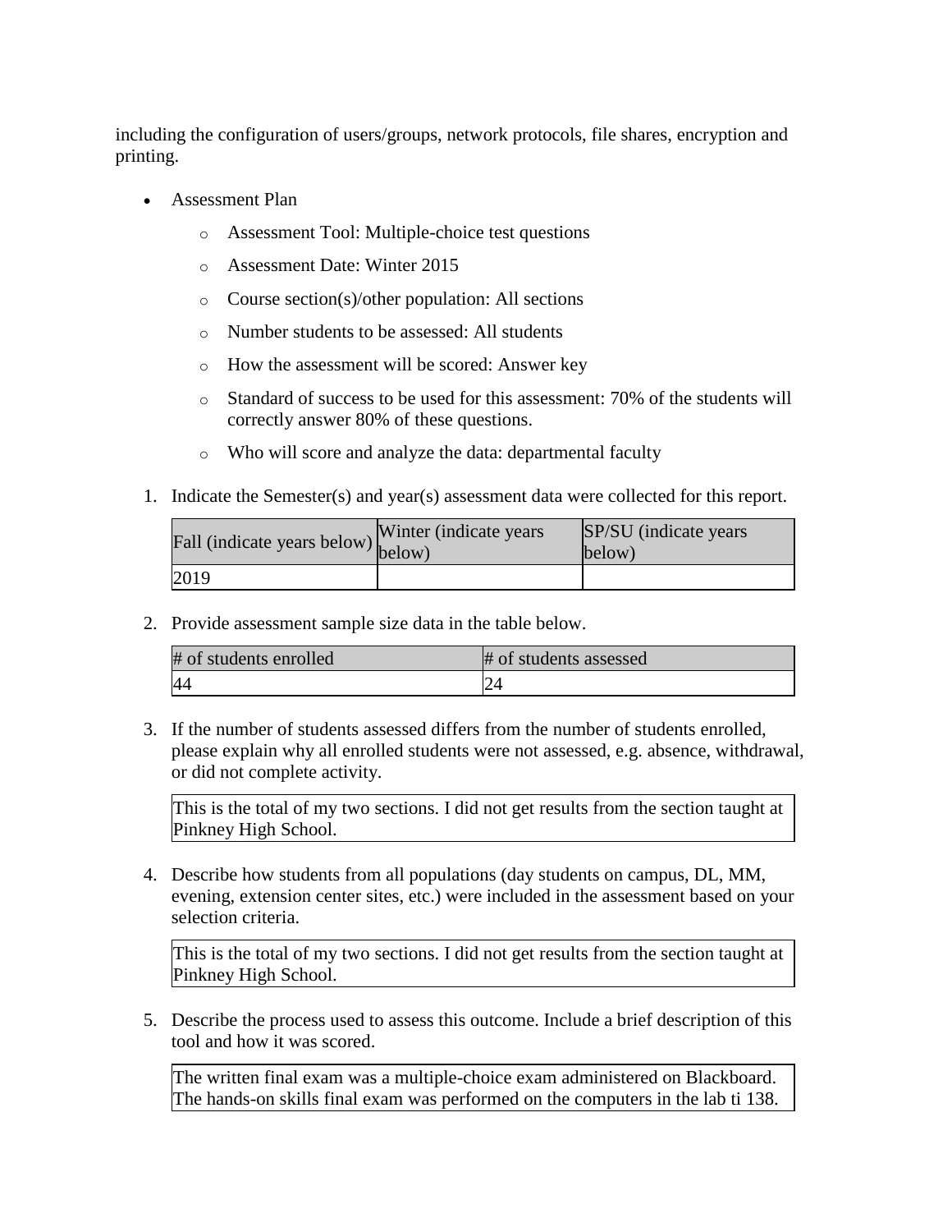including the configuration of users/groups, network protocols, file shares, encryption and printing.

- Assessment Plan
    - Assessment Tool: Multiple-choice test questions
    - Assessment Date: Winter 2015
    - Course section(s)/other population: All sections
    - Number students to be assessed: All students
    - How the assessment will be scored: Answer key
    - Standard of success to be used for this assessment: 70% of the students will correctly answer 80% of these questions.
    - Who will score and analyze the data: departmental faculty

1. Indicate the Semester(s) and year(s) assessment data were collected for this report.

| Fall (indicate years below) | Winter (indicate years below) | SP/SU (indicate years below) |
|---|---|---|
| 2019 | | |

2. Provide assessment sample size data in the table below.

| # of students enrolled | # of students assessed |
|---|---|
| 44 | 24 |

3. If the number of students assessed differs from the number of students enrolled, please explain why all enrolled students were not assessed, e.g. absence, withdrawal, or did not complete activity.

This is the total of my two sections. I did not get results from the section taught at Pinkney High School.

4. Describe how students from all populations (day students on campus, DL, MM, evening, extension center sites, etc.) were included in the assessment based on your selection criteria.

This is the total of my two sections. I did not get results from the section taught at Pinkney High School.

5. Describe the process used to assess this outcome. Include a brief description of this tool and how it was scored.

The written final exam was a multiple-choice exam administered on Blackboard. The hands-on skills final exam was performed on the computers in the lab ti 138.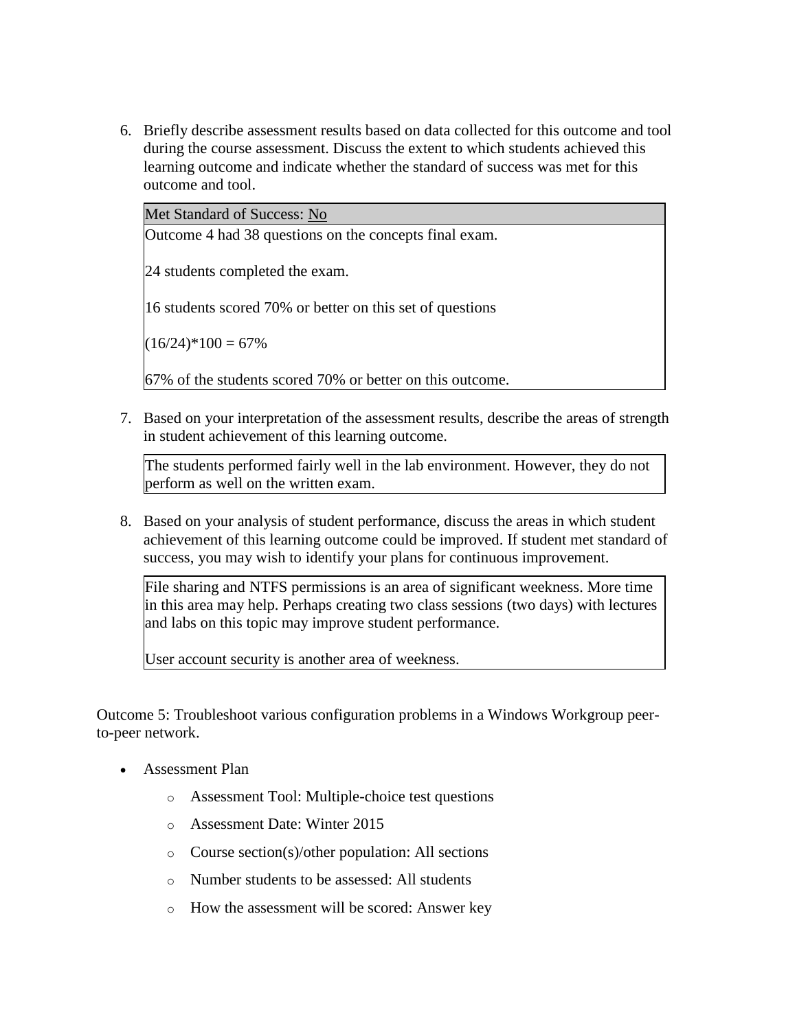6. Briefly describe assessment results based on data collected for this outcome and tool during the course assessment. Discuss the extent to which students achieved this learning outcome and indicate whether the standard of success was met for this outcome and tool.

| Met Standard of Success: <u>No</u> |
|---|
| Outcome 4 had 38 questions on the concepts final exam.<br><br>24 students completed the exam.<br><br>16 students scored 70% or better on this set of questions<br><br>(16/24)*100 = 67%<br><br>67% of the students scored 70% or better on this outcome. |

7. Based on your interpretation of the assessment results, describe the areas of strength in student achievement of this learning outcome.

| The students performed fairly well in the lab environment. However, they do not perform as well on the written exam. |
|---|

8. Based on your analysis of student performance, discuss the areas in which student achievement of this learning outcome could be improved. If student met standard of success, you may wish to identify your plans for continuous improvement.

| File sharing and NTFS permissions is an area of significant weekness. More time in this area may help. Perhaps creating two class sessions (two days) with lectures and labs on this topic may improve student performance.<br><br>User account security is another area of weekness. |
|---|

Outcome 5: Troubleshoot various configuration problems in a Windows Workgroup peer-to-peer network.

- Assessment Plan
  - Assessment Tool: Multiple-choice test questions
  - Assessment Date: Winter 2015
  - Course section(s)/other population: All sections
  - Number students to be assessed: All students
  - How the assessment will be scored: Answer key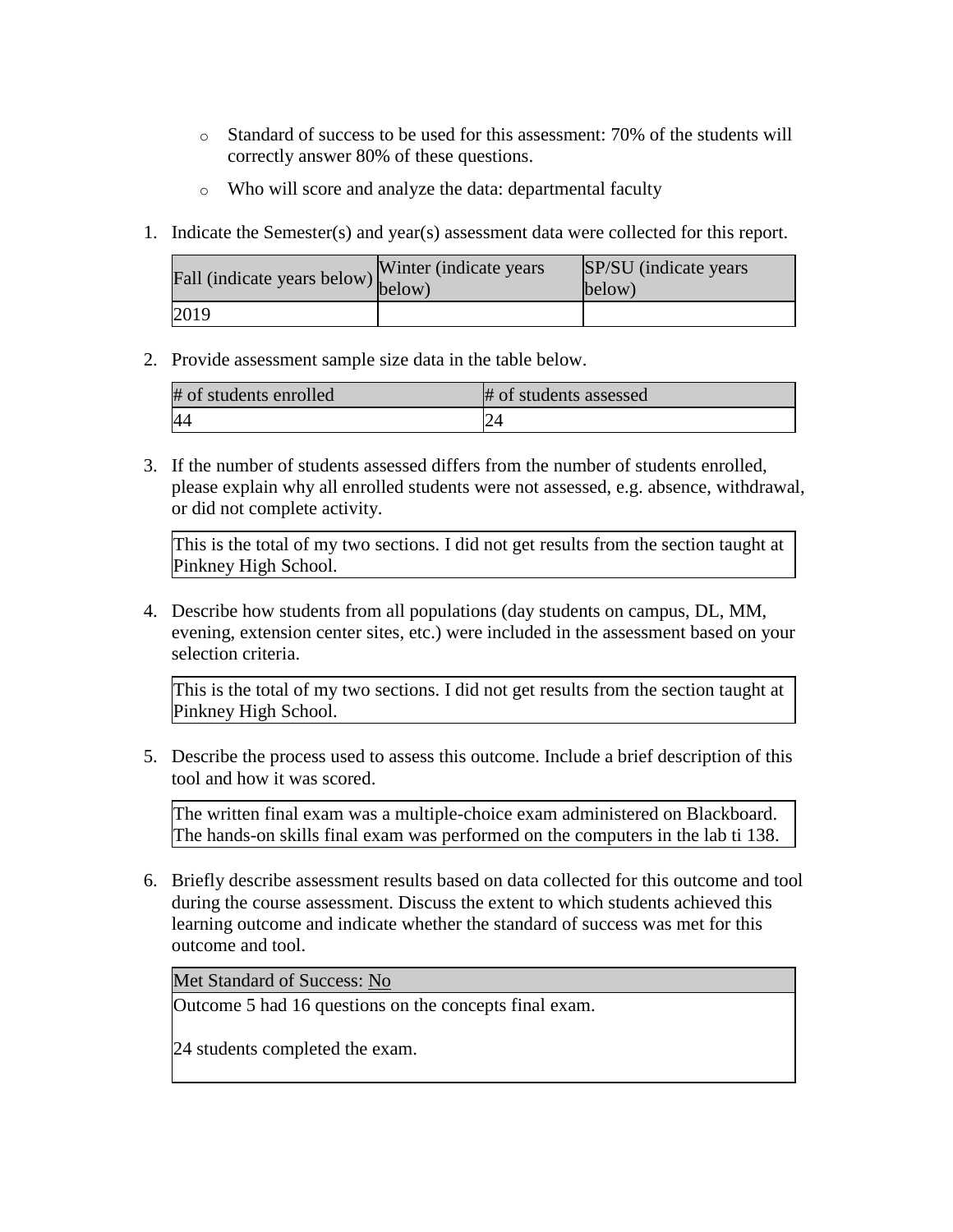- Standard of success to be used for this assessment: 70% of the students will correctly answer 80% of these questions.
- Who will score and analyze the data: departmental faculty

1. Indicate the Semester(s) and year(s) assessment data were collected for this report.

| Fall (indicate years below) | Winter (indicate years below) | SP/SU (indicate years below) |
|---|---|---|
| 2019 | | |

2. Provide assessment sample size data in the table below.

| # of students enrolled | # of students assessed |
|---|---|
| 44 | 24 |

3. If the number of students assessed differs from the number of students enrolled, please explain why all enrolled students were not assessed, e.g. absence, withdrawal, or did not complete activity.

| This is the total of my two sections. I did not get results from the section taught at Pinkney High School. |
|---|

4. Describe how students from all populations (day students on campus, DL, MM, evening, extension center sites, etc.) were included in the assessment based on your selection criteria.

| This is the total of my two sections. I did not get results from the section taught at Pinkney High School. |
|---|

5. Describe the process used to assess this outcome. Include a brief description of this tool and how it was scored.

| The written final exam was a multiple-choice exam administered on Blackboard. The hands-on skills final exam was performed on the computers in the lab ti 138. |
|---|

6. Briefly describe assessment results based on data collected for this outcome and tool during the course assessment. Discuss the extent to which students achieved this learning outcome and indicate whether the standard of success was met for this outcome and tool.

| Met Standard of Success: No |
|---|
| Outcome 5 had 16 questions on the concepts final exam.<br><br>24 students completed the exam. |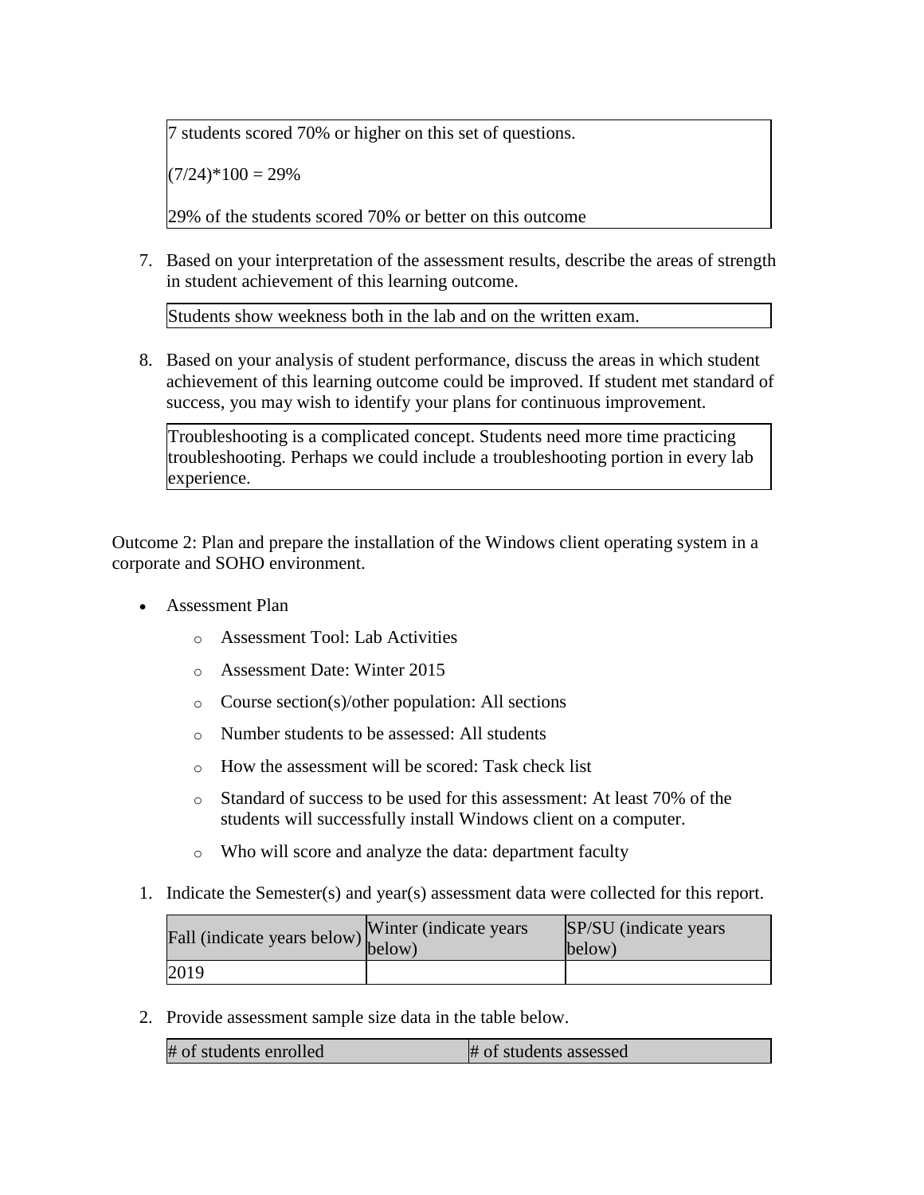7 students scored 70% or higher on this set of questions.

(7/24)*100 = 29%

29% of the students scored 70% or better on this outcome

7. Based on your interpretation of the assessment results, describe the areas of strength in student achievement of this learning outcome.

   Students show weekness both in the lab and on the written exam.

8. Based on your analysis of student performance, discuss the areas in which student achievement of this learning outcome could be improved. If student met standard of success, you may wish to identify your plans for continuous improvement.

   Troubleshooting is a complicated concept. Students need more time practicing troubleshooting. Perhaps we could include a troubleshooting portion in every lab experience.

Outcome 2: Plan and prepare the installation of the Windows client operating system in a corporate and SOHO environment.

- Assessment Plan
  - Assessment Tool: Lab Activities
  - Assessment Date: Winter 2015
  - Course section(s)/other population: All sections
  - Number students to be assessed: All students
  - How the assessment will be scored: Task check list
  - Standard of success to be used for this assessment: At least 70% of the students will successfully install Windows client on a computer.
  - Who will score and analyze the data: department faculty

1. Indicate the Semester(s) and year(s) assessment data were collected for this report.

| Fall (indicate years below) | Winter (indicate years below) | SP/SU (indicate years below) |
| --- | --- | --- |
| 2019 | | |

2. Provide assessment sample size data in the table below.

| # of students enrolled | # of students assessed |
| --- | --- |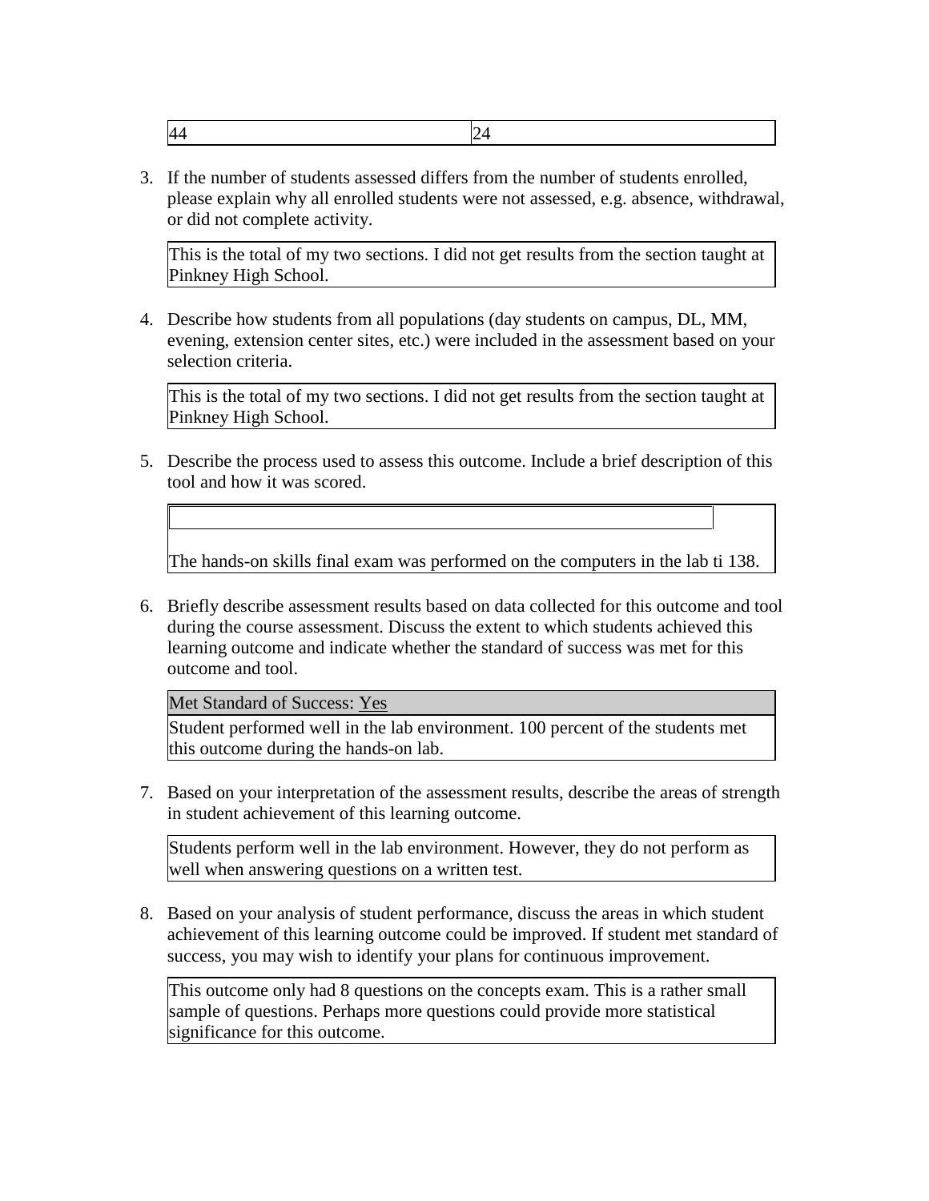| 44 | 24 |
|---|---|

3. If the number of students assessed differs from the number of students enrolled, please explain why all enrolled students were not assessed, e.g. absence, withdrawal, or did not complete activity.

   This is the total of my two sections. I did not get results from the section taught at Pinkney High School.

4. Describe how students from all populations (day students on campus, DL, MM, evening, extension center sites, etc.) were included in the assessment based on your selection criteria.

   This is the total of my two sections. I did not get results from the section taught at Pinkney High School.

5. Describe the process used to assess this outcome. Include a brief description of this tool and how it was scored.

   The hands-on skills final exam was performed on the computers in the lab ti 138.

6. Briefly describe assessment results based on data collected for this outcome and tool during the course assessment. Discuss the extent to which students achieved this learning outcome and indicate whether the standard of success was met for this outcome and tool.

   Met Standard of Success: Yes

   Student performed well in the lab environment. 100 percent of the students met this outcome during the hands-on lab.

7. Based on your interpretation of the assessment results, describe the areas of strength in student achievement of this learning outcome.

   Students perform well in the lab environment. However, they do not perform as well when answering questions on a written test.

8. Based on your analysis of student performance, discuss the areas in which student achievement of this learning outcome could be improved. If student met standard of success, you may wish to identify your plans for continuous improvement.

   This outcome only had 8 questions on the concepts exam. This is a rather small sample of questions. Perhaps more questions could provide more statistical significance for this outcome.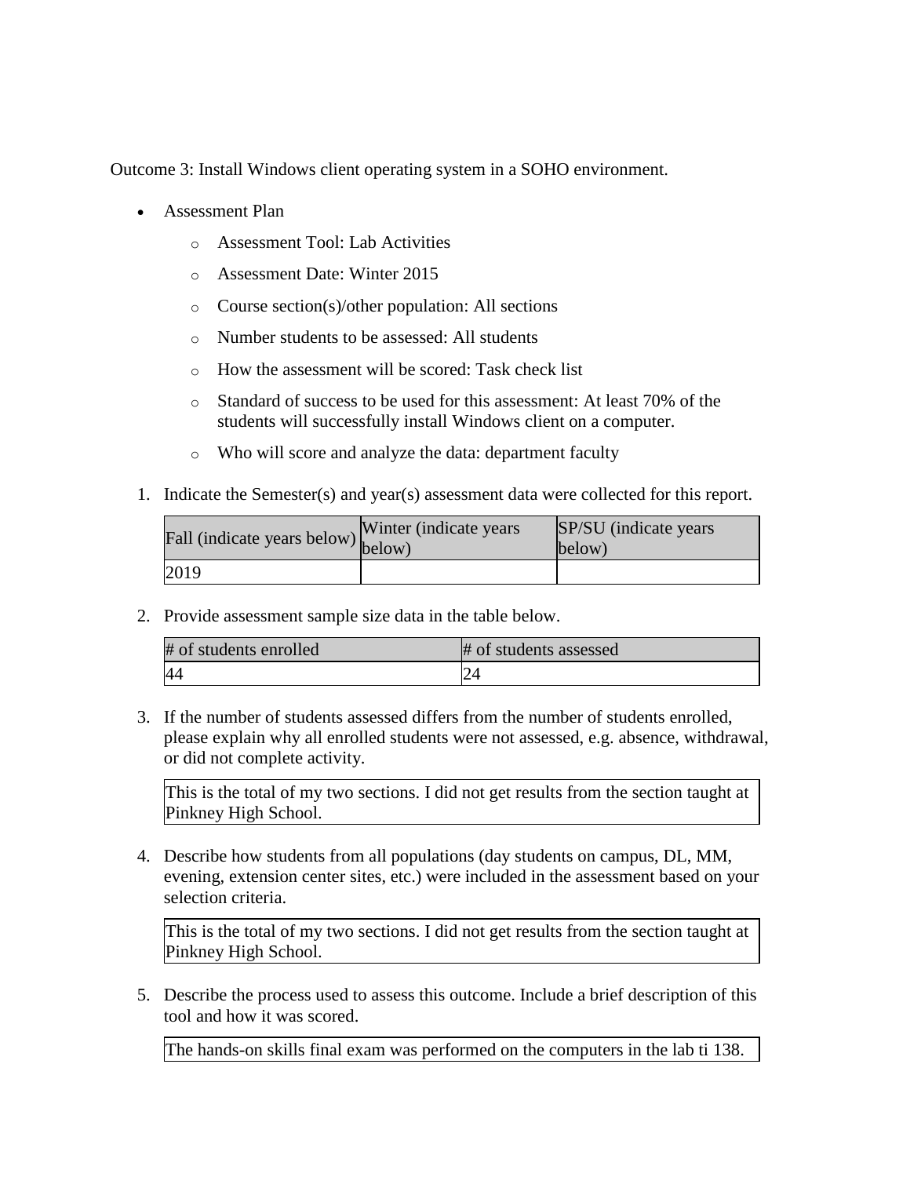Outcome 3: Install Windows client operating system in a SOHO environment.

- Assessment Plan
  - Assessment Tool: Lab Activities
  - Assessment Date: Winter 2015
  - Course section(s)/other population: All sections
  - Number students to be assessed: All students
  - How the assessment will be scored: Task check list
  - Standard of success to be used for this assessment: At least 70% of the students will successfully install Windows client on a computer.
  - Who will score and analyze the data: department faculty

1. Indicate the Semester(s) and year(s) assessment data were collected for this report.

| Fall (indicate years below) | Winter (indicate years below) | SP/SU (indicate years below) |
|---|---|---|
| 2019 | | |

2. Provide assessment sample size data in the table below.

| # of students enrolled | # of students assessed |
|---|---|
| 44 | 24 |

3. If the number of students assessed differs from the number of students enrolled, please explain why all enrolled students were not assessed, e.g. absence, withdrawal, or did not complete activity.

| This is the total of my two sections. I did not get results from the section taught at Pinkney High School. |
|---|

4. Describe how students from all populations (day students on campus, DL, MM, evening, extension center sites, etc.) were included in the assessment based on your selection criteria.

| This is the total of my two sections. I did not get results from the section taught at Pinkney High School. |
|---|

5. Describe the process used to assess this outcome. Include a brief description of this tool and how it was scored.

| The hands-on skills final exam was performed on the computers in the lab ti 138. |
|---|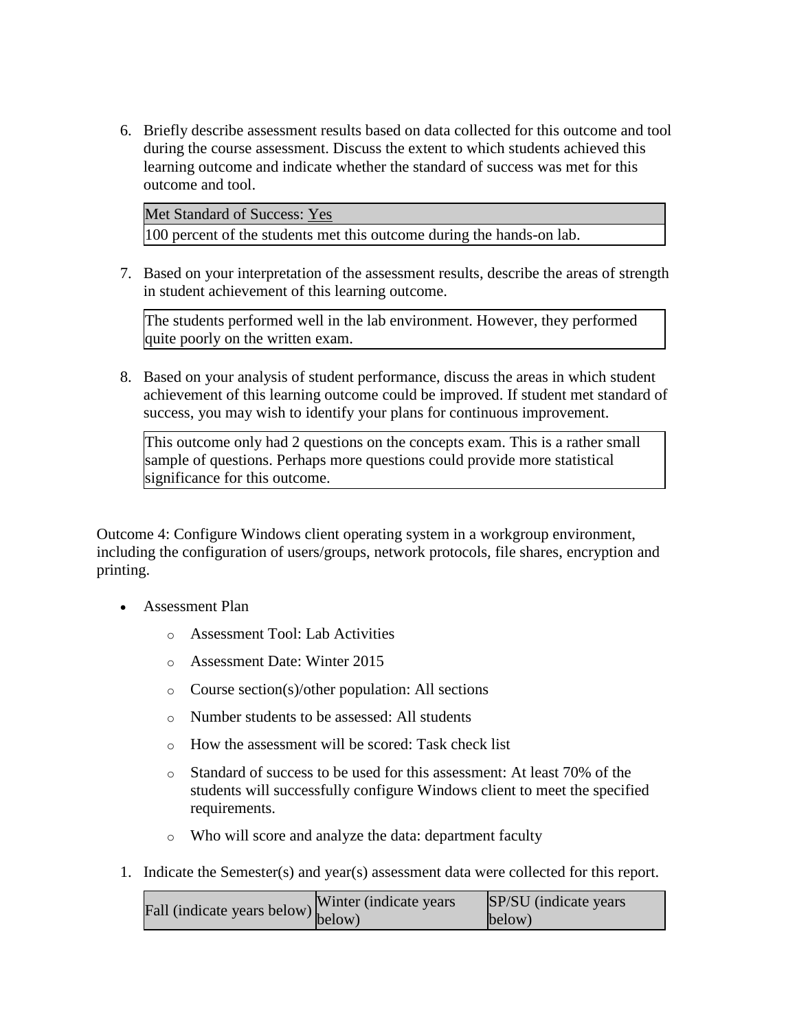6. Briefly describe assessment results based on data collected for this outcome and tool during the course assessment. Discuss the extent to which students achieved this learning outcome and indicate whether the standard of success was met for this outcome and tool.

| Met Standard of Success: Yes |
| --- |
| 100 percent of the students met this outcome during the hands-on lab. |

7. Based on your interpretation of the assessment results, describe the areas of strength in student achievement of this learning outcome.

| The students performed well in the lab environment. However, they performed quite poorly on the written exam. |
| --- |

8. Based on your analysis of student performance, discuss the areas in which student achievement of this learning outcome could be improved. If student met standard of success, you may wish to identify your plans for continuous improvement.

| This outcome only had 2 questions on the concepts exam. This is a rather small sample of questions. Perhaps more questions could provide more statistical significance for this outcome. |
| --- |

Outcome 4: Configure Windows client operating system in a workgroup environment, including the configuration of users/groups, network protocols, file shares, encryption and printing.

- Assessment Plan
  - Assessment Tool: Lab Activities
  - Assessment Date: Winter 2015
  - Course section(s)/other population: All sections
  - Number students to be assessed: All students
  - How the assessment will be scored: Task check list
  - Standard of success to be used for this assessment: At least 70% of the students will successfully configure Windows client to meet the specified requirements.
  - Who will score and analyze the data: department faculty

1. Indicate the Semester(s) and year(s) assessment data were collected for this report.

| Fall (indicate years below) | Winter (indicate years below) | SP/SU (indicate years below) |
| --- | --- | --- |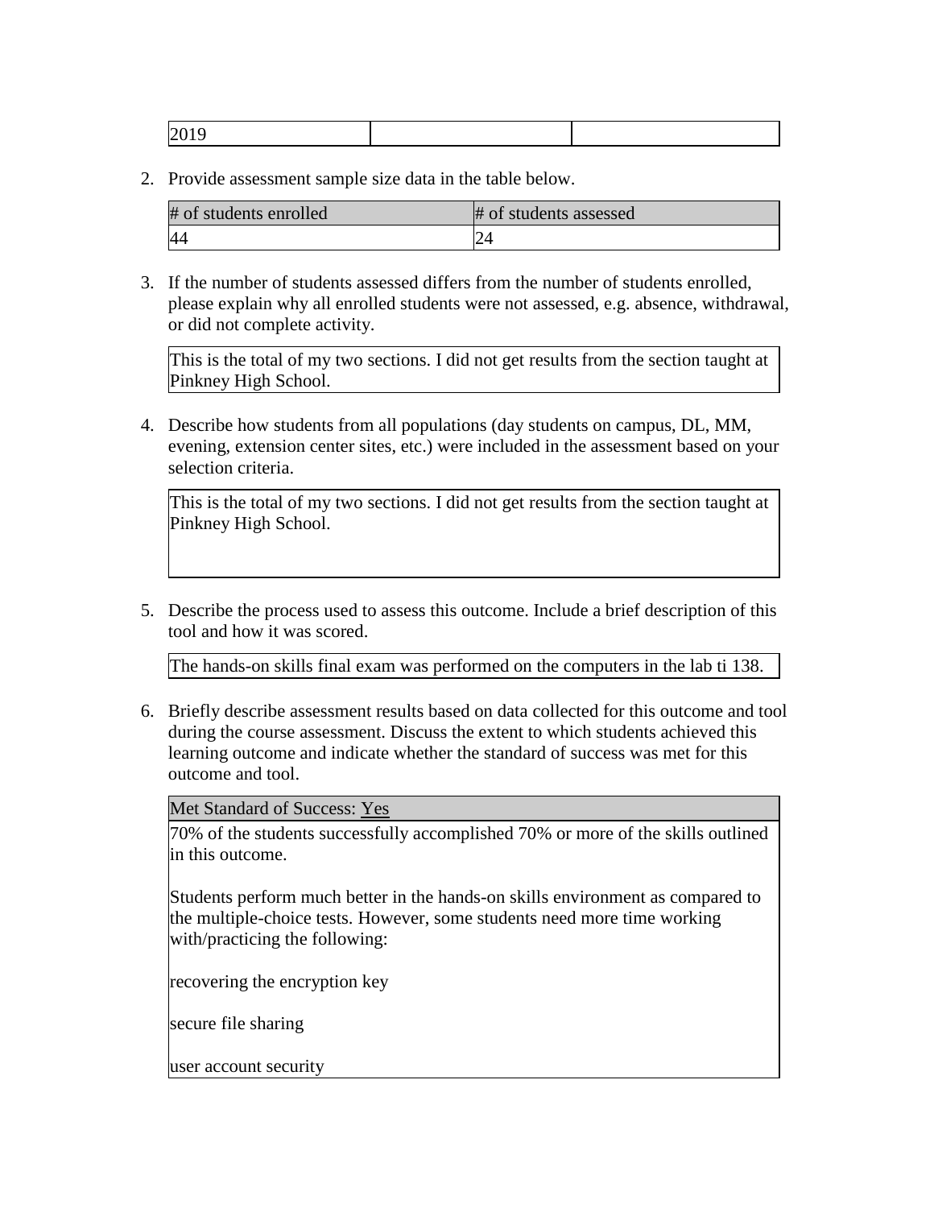| 2019 | | |
|---|---|---|

2. Provide assessment sample size data in the table below.

| # of students enrolled | # of students assessed |
|---|---|
| 44 | 24 |

3. If the number of students assessed differs from the number of students enrolled, please explain why all enrolled students were not assessed, e.g. absence, withdrawal, or did not complete activity.

| This is the total of my two sections. I did not get results from the section taught at Pinkney High School. |
|---|

4. Describe how students from all populations (day students on campus, DL, MM, evening, extension center sites, etc.) were included in the assessment based on your selection criteria.

| This is the total of my two sections. I did not get results from the section taught at Pinkney High School. |
|---|

5. Describe the process used to assess this outcome. Include a brief description of this tool and how it was scored.

| The hands-on skills final exam was performed on the computers in the lab ti 138. |
|---|

6. Briefly describe assessment results based on data collected for this outcome and tool during the course assessment. Discuss the extent to which students achieved this learning outcome and indicate whether the standard of success was met for this outcome and tool.

| Met Standard of Success: Yes |
|---|
| 70% of the students successfully accomplished 70% or more of the skills outlined in this outcome.<br><br>Students perform much better in the hands-on skills environment as compared to the multiple-choice tests. However, some students need more time working with/practicing the following:<br><br>recovering the encryption key<br><br>secure file sharing<br><br>user account security |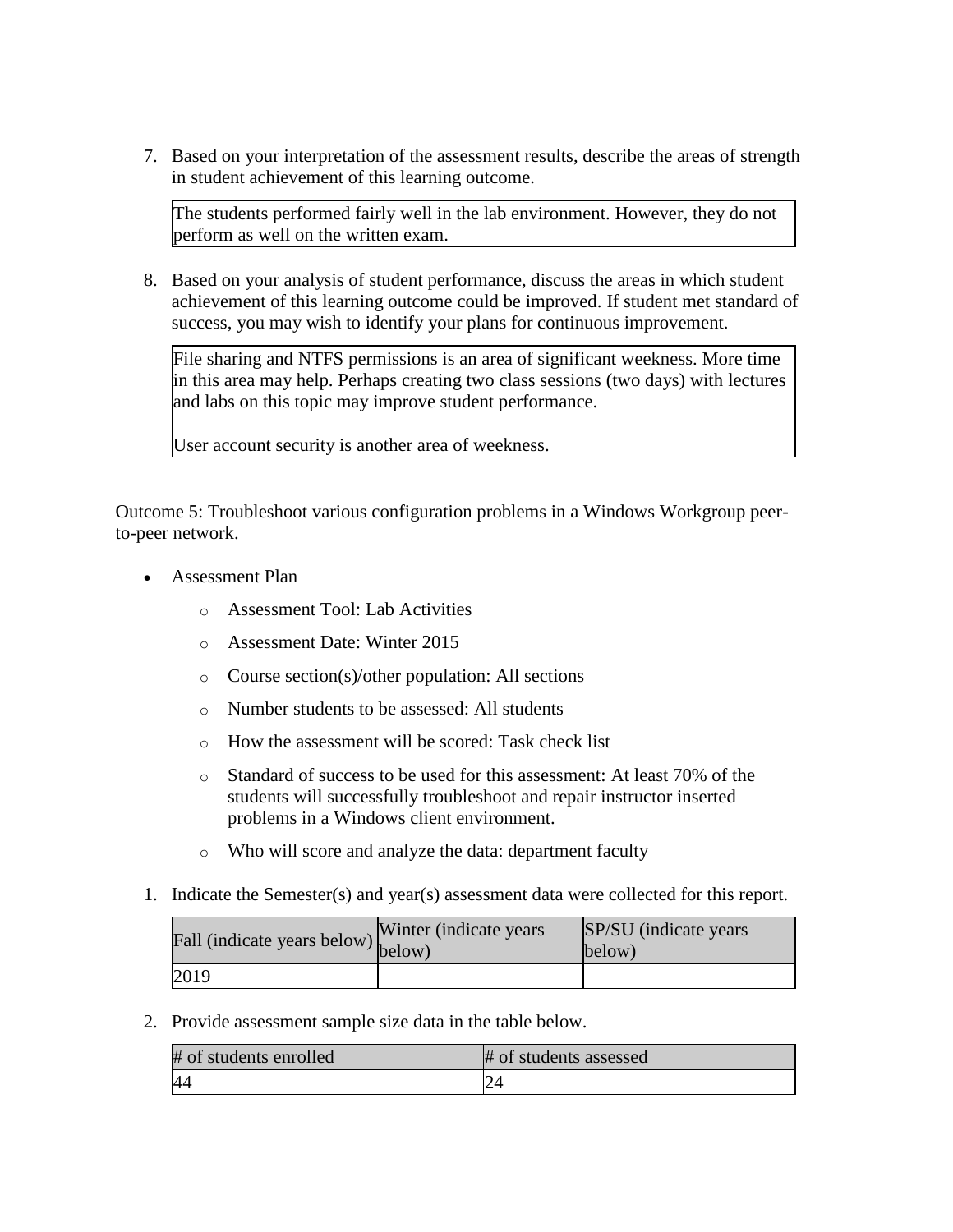7. Based on your interpretation of the assessment results, describe the areas of strength in student achievement of this learning outcome.

   The students performed fairly well in the lab environment. However, they do not perform as well on the written exam.

8. Based on your analysis of student performance, discuss the areas in which student achievement of this learning outcome could be improved. If student met standard of success, you may wish to identify your plans for continuous improvement.

   File sharing and NTFS permissions is an area of significant weekness. More time in this area may help. Perhaps creating two class sessions (two days) with lectures and labs on this topic may improve student performance.

   User account security is another area of weekness.

Outcome 5: Troubleshoot various configuration problems in a Windows Workgroup peer-to-peer network.

- Assessment Plan
  - Assessment Tool: Lab Activities
  - Assessment Date: Winter 2015
  - Course section(s)/other population: All sections
  - Number students to be assessed: All students
  - How the assessment will be scored: Task check list
  - Standard of success to be used for this assessment: At least 70% of the students will successfully troubleshoot and repair instructor inserted problems in a Windows client environment.
  - Who will score and analyze the data: department faculty

1. Indicate the Semester(s) and year(s) assessment data were collected for this report.

| Fall (indicate years below) | Winter (indicate years below) | SP/SU (indicate years below) |
| --- | --- | --- |
| 2019 | | |

2. Provide assessment sample size data in the table below.

| # of students enrolled | # of students assessed |
| --- | --- |
| 44 | 24 |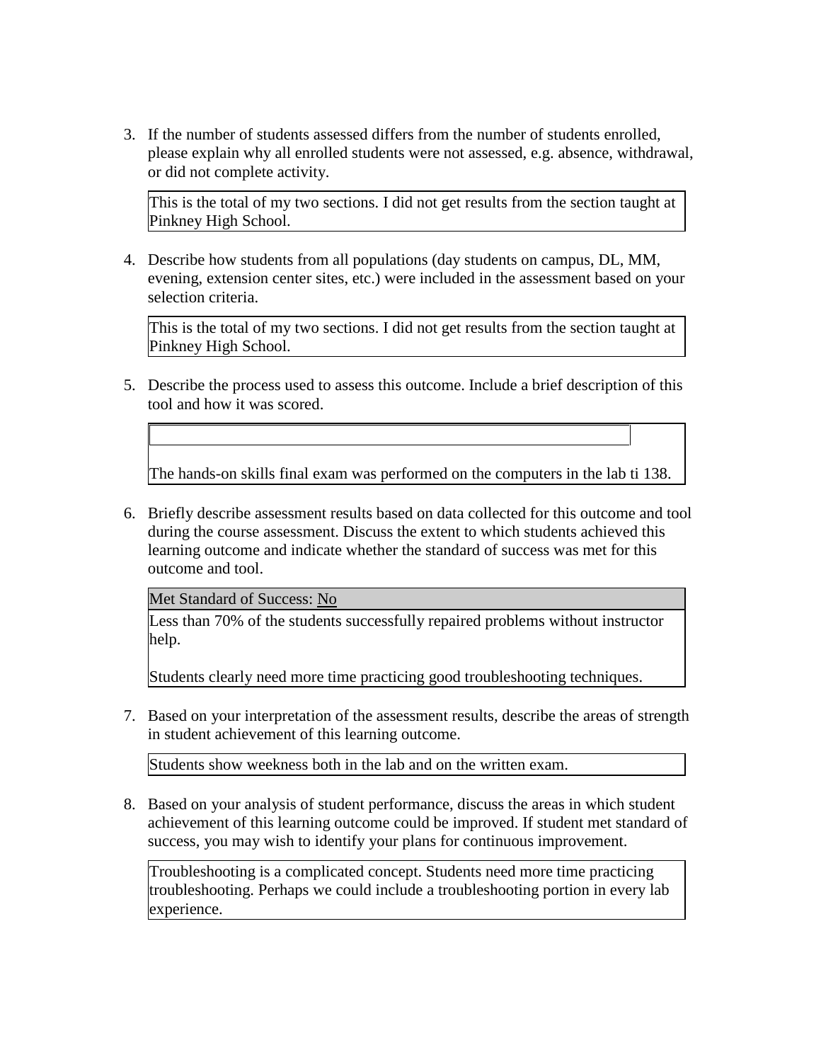3. If the number of students assessed differs from the number of students enrolled, please explain why all enrolled students were not assessed, e.g. absence, withdrawal, or did not complete activity.

   This is the total of my two sections. I did not get results from the section taught at Pinkney High School.

4. Describe how students from all populations (day students on campus, DL, MM, evening, extension center sites, etc.) were included in the assessment based on your selection criteria.

   This is the total of my two sections. I did not get results from the section taught at Pinkney High School.

5. Describe the process used to assess this outcome. Include a brief description of this tool and how it was scored.

   The hands-on skills final exam was performed on the computers in the lab ti 138.

6. Briefly describe assessment results based on data collected for this outcome and tool during the course assessment. Discuss the extent to which students achieved this learning outcome and indicate whether the standard of success was met for this outcome and tool.

   Met Standard of Success: No

   Less than 70% of the students successfully repaired problems without instructor help.

   Students clearly need more time practicing good troubleshooting techniques.

7. Based on your interpretation of the assessment results, describe the areas of strength in student achievement of this learning outcome.

   Students show weekness both in the lab and on the written exam.

8. Based on your analysis of student performance, discuss the areas in which student achievement of this learning outcome could be improved. If student met standard of success, you may wish to identify your plans for continuous improvement.

   Troubleshooting is a complicated concept. Students need more time practicing troubleshooting. Perhaps we could include a troubleshooting portion in every lab experience.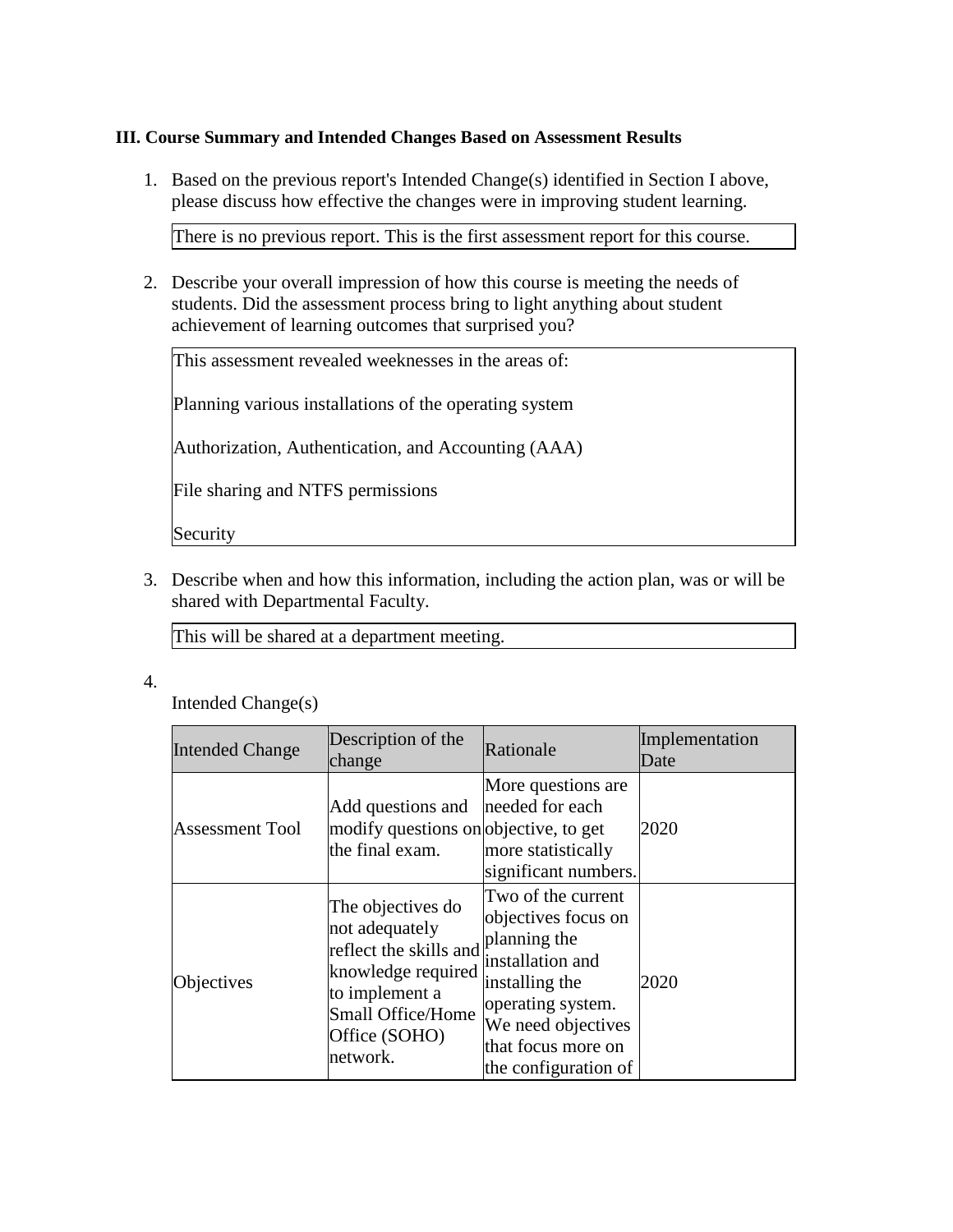**III. Course Summary and Intended Changes Based on Assessment Results**

1. Based on the previous report's Intended Change(s) identified in Section I above, please discuss how effective the changes were in improving student learning.

   There is no previous report. This is the first assessment report for this course.

2. Describe your overall impression of how this course is meeting the needs of students. Did the assessment process bring to light anything about student achievement of learning outcomes that surprised you?

   This assessment revealed weeknesses in the areas of:

   Planning various installations of the operating system

   Authorization, Authentication, and Accounting (AAA)

   File sharing and NTFS permissions

   Security

3. Describe when and how this information, including the action plan, was or will be shared with Departmental Faculty.

   This will be shared at a department meeting.

4. Intended Change(s)

| Intended Change | Description of the change | Rationale | Implementation Date |
|---|---|---|---|
| Assessment Tool | Add questions and modify questions on the final exam. | More questions are needed for each objective, to get more statistically significant numbers. | 2020 |
| Objectives | The objectives do not adequately reflect the skills and knowledge required to implement a Small Office/Home Office (SOHO) network. | Two of the current objectives focus on planning the installation and installing the operating system. We need objectives that focus more on the configuration of | 2020 |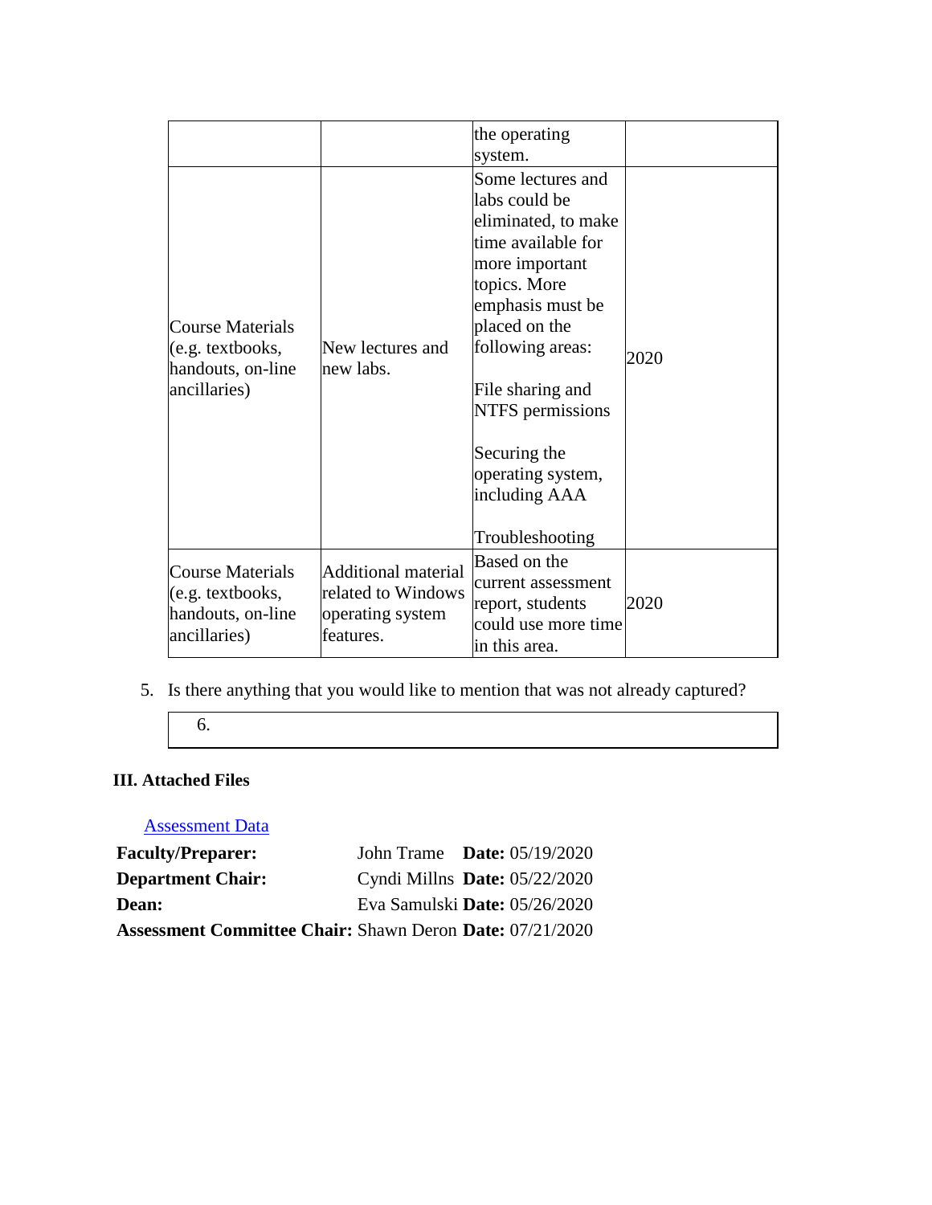| | | | |
|---|---|---|---|
| | | the operating system. | |
| Course Materials (e.g. textbooks, handouts, on-line ancillaries) | New lectures and new labs. | Some lectures and labs could be eliminated, to make time available for more important topics. More emphasis must be placed on the following areas: File sharing and NTFS permissions Securing the operating system, including AAA Troubleshooting | 2020 |
| Course Materials (e.g. textbooks, handouts, on-line ancillaries) | Additional material related to Windows operating system features. | Based on the current assessment report, students could use more time in this area. | 2020 |

5. Is there anything that you would like to mention that was not already captured?

| |
|---|
| 6. |

### III. Attached Files

Assessment Data

**Faculty/Preparer:** John Trame **Date:** 05/19/2020
**Department Chair:** Cyndi Millns **Date:** 05/22/2020
**Dean:** Eva Samulski **Date:** 05/26/2020
**Assessment Committee Chair:** Shawn Deron **Date:** 07/21/2020